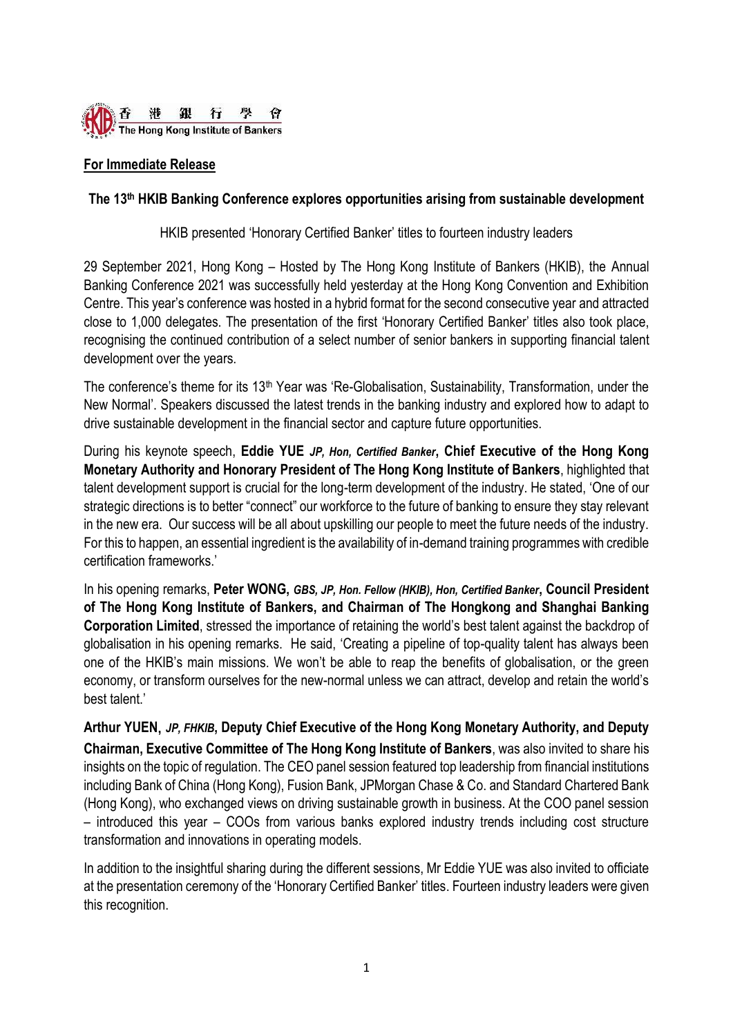香 港 銀 行 學 會
The Hong Kong Institute of Bankers

**For Immediate Release**

**The 13th HKIB Banking Conference explores opportunities arising from sustainable development**

HKIB presented 'Honorary Certified Banker' titles to fourteen industry leaders

29 September 2021, Hong Kong – Hosted by The Hong Kong Institute of Bankers (HKIB), the Annual Banking Conference 2021 was successfully held yesterday at the Hong Kong Convention and Exhibition Centre. This year's conference was hosted in a hybrid format for the second consecutive year and attracted close to 1,000 delegates. The presentation of the first 'Honorary Certified Banker' titles also took place, recognising the continued contribution of a select number of senior bankers in supporting financial talent development over the years.

The conference's theme for its 13th Year was 'Re-Globalisation, Sustainability, Transformation, under the New Normal'. Speakers discussed the latest trends in the banking industry and explored how to adapt to drive sustainable development in the financial sector and capture future opportunities.

During his keynote speech, **Eddie YUE** ***JP, Hon, Certified Banker*****, Chief Executive of the Hong Kong Monetary Authority and Honorary President of The Hong Kong Institute of Bankers**, highlighted that talent development support is crucial for the long-term development of the industry. He stated, 'One of our strategic directions is to better "connect" our workforce to the future of banking to ensure they stay relevant in the new era. Our success will be all about upskilling our people to meet the future needs of the industry. For this to happen, an essential ingredient is the availability of in-demand training programmes with credible certification frameworks.'

In his opening remarks, **Peter WONG,** ***GBS, JP, Hon. Fellow (HKIB), Hon, Certified Banker*****, Council President of The Hong Kong Institute of Bankers, and Chairman of The Hongkong and Shanghai Banking Corporation Limited**, stressed the importance of retaining the world's best talent against the backdrop of globalisation in his opening remarks. He said, 'Creating a pipeline of top-quality talent has always been one of the HKIB's main missions. We won't be able to reap the benefits of globalisation, or the green economy, or transform ourselves for the new-normal unless we can attract, develop and retain the world's best talent.'

**Arthur YUEN,** ***JP, FHKIB*****, Deputy Chief Executive of the Hong Kong Monetary Authority, and Deputy Chairman, Executive Committee of The Hong Kong Institute of Bankers**, was also invited to share his insights on the topic of regulation. The CEO panel session featured top leadership from financial institutions including Bank of China (Hong Kong), Fusion Bank, JPMorgan Chase & Co. and Standard Chartered Bank (Hong Kong), who exchanged views on driving sustainable growth in business. At the COO panel session – introduced this year – COOs from various banks explored industry trends including cost structure transformation and innovations in operating models.

In addition to the insightful sharing during the different sessions, Mr Eddie YUE was also invited to officiate at the presentation ceremony of the 'Honorary Certified Banker' titles. Fourteen industry leaders were given this recognition.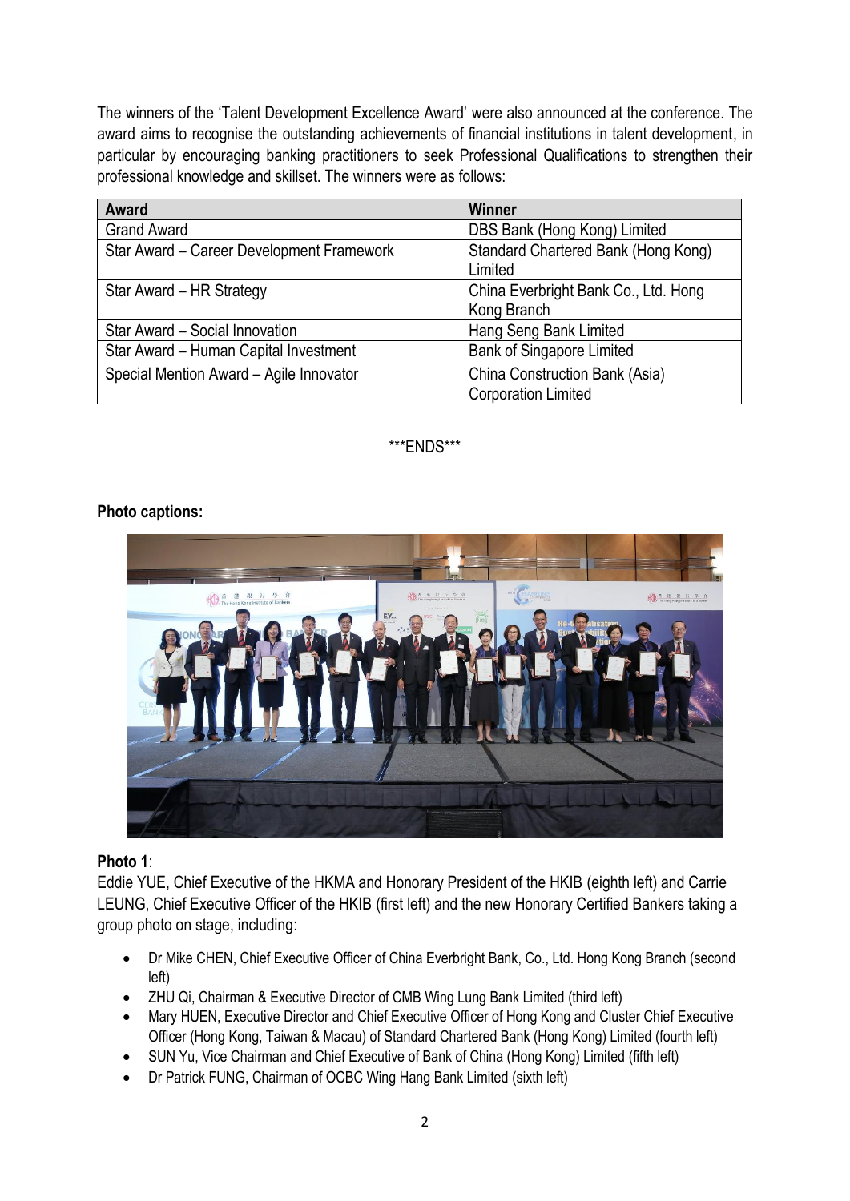The winners of the 'Talent Development Excellence Award' were also announced at the conference. The award aims to recognise the outstanding achievements of financial institutions in talent development, in particular by encouraging banking practitioners to seek Professional Qualifications to strengthen their professional knowledge and skillset. The winners were as follows:

| Award | Winner |
|---|---|
| Grand Award | DBS Bank (Hong Kong) Limited |
| Star Award – Career Development Framework | Standard Chartered Bank (Hong Kong) Limited |
| Star Award – HR Strategy | China Everbright Bank Co., Ltd. Hong Kong Branch |
| Star Award – Social Innovation | Hang Seng Bank Limited |
| Star Award – Human Capital Investment | Bank of Singapore Limited |
| Special Mention Award – Agile Innovator | China Construction Bank (Asia) Corporation Limited |

***ENDS***

**Photo captions:**

**Photo 1**:
Eddie YUE, Chief Executive of the HKMA and Honorary President of the HKIB (eighth left) and Carrie LEUNG, Chief Executive Officer of the HKIB (first left) and the new Honorary Certified Bankers taking a group photo on stage, including:

- Dr Mike CHEN, Chief Executive Officer of China Everbright Bank, Co., Ltd. Hong Kong Branch (second left)
- ZHU Qi, Chairman & Executive Director of CMB Wing Lung Bank Limited (third left)
- Mary HUEN, Executive Director and Chief Executive Officer of Hong Kong and Cluster Chief Executive Officer (Hong Kong, Taiwan & Macau) of Standard Chartered Bank (Hong Kong) Limited (fourth left)
- SUN Yu, Vice Chairman and Chief Executive of Bank of China (Hong Kong) Limited (fifth left)
- Dr Patrick FUNG, Chairman of OCBC Wing Hang Bank Limited (sixth left)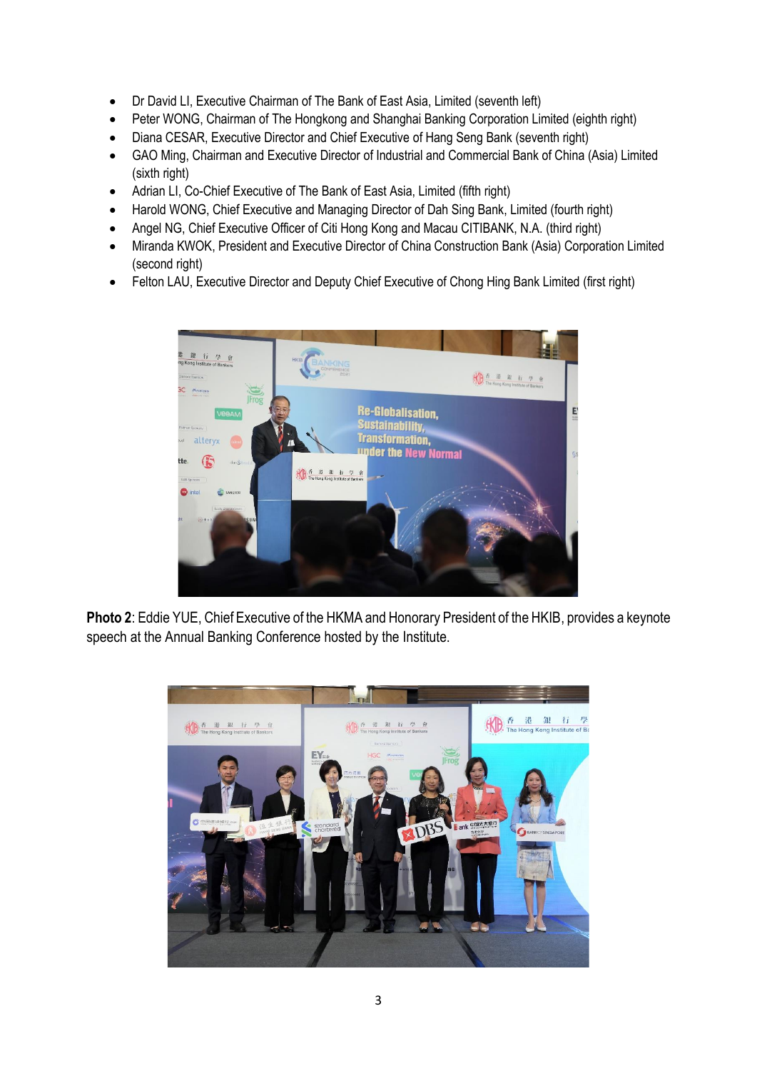- Dr David LI, Executive Chairman of The Bank of East Asia, Limited (seventh left)
- Peter WONG, Chairman of The Hongkong and Shanghai Banking Corporation Limited (eighth right)
- Diana CESAR, Executive Director and Chief Executive of Hang Seng Bank (seventh right)
- GAO Ming, Chairman and Executive Director of Industrial and Commercial Bank of China (Asia) Limited (sixth right)
- Adrian LI, Co-Chief Executive of The Bank of East Asia, Limited (fifth right)
- Harold WONG, Chief Executive and Managing Director of Dah Sing Bank, Limited (fourth right)
- Angel NG, Chief Executive Officer of Citi Hong Kong and Macau CITIBANK, N.A. (third right)
- Miranda KWOK, President and Executive Director of China Construction Bank (Asia) Corporation Limited (second right)
- Felton LAU, Executive Director and Deputy Chief Executive of Chong Hing Bank Limited (first right)

**Photo 2**: Eddie YUE, Chief Executive of the HKMA and Honorary President of the HKIB, provides a keynote speech at the Annual Banking Conference hosted by the Institute.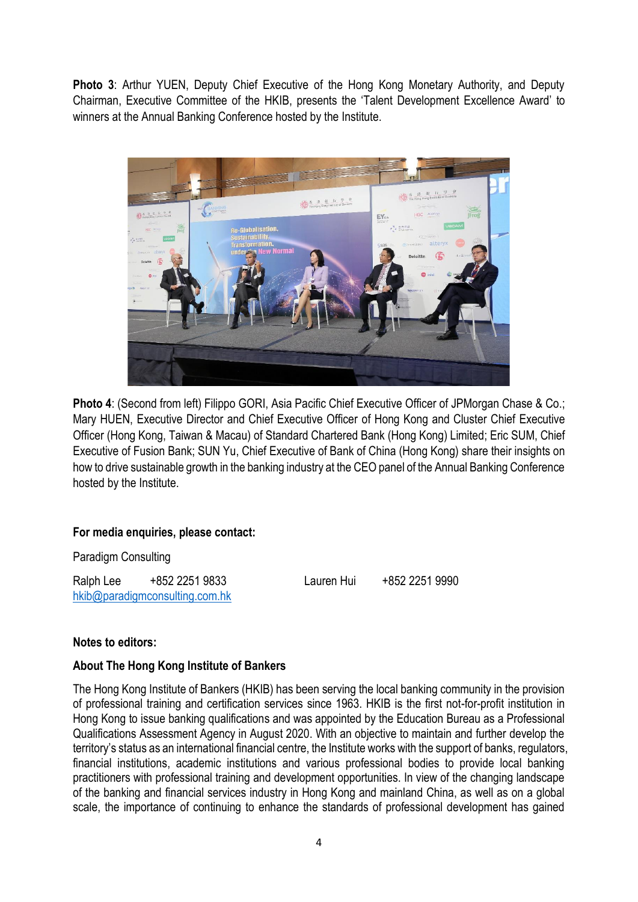**Photo 3**: Arthur YUEN, Deputy Chief Executive of the Hong Kong Monetary Authority, and Deputy Chairman, Executive Committee of the HKIB, presents the 'Talent Development Excellence Award' to winners at the Annual Banking Conference hosted by the Institute.

**Photo 4**: (Second from left) Filippo GORI, Asia Pacific Chief Executive Officer of JPMorgan Chase & Co.; Mary HUEN, Executive Director and Chief Executive Officer of Hong Kong and Cluster Chief Executive Officer (Hong Kong, Taiwan & Macau) of Standard Chartered Bank (Hong Kong) Limited; Eric SUM, Chief Executive of Fusion Bank; SUN Yu, Chief Executive of Bank of China (Hong Kong) share their insights on how to drive sustainable growth in the banking industry at the CEO panel of the Annual Banking Conference hosted by the Institute.

**For media enquiries, please contact:**

Paradigm Consulting

Ralph Lee +852 2251 9833 Lauren Hui +852 2251 9990
hkib@paradigmconsulting.com.hk

**Notes to editors:**

**About The Hong Kong Institute of Bankers**

The Hong Kong Institute of Bankers (HKIB) has been serving the local banking community in the provision of professional training and certification services since 1963. HKIB is the first not-for-profit institution in Hong Kong to issue banking qualifications and was appointed by the Education Bureau as a Professional Qualifications Assessment Agency in August 2020. With an objective to maintain and further develop the territory's status as an international financial centre, the Institute works with the support of banks, regulators, financial institutions, academic institutions and various professional bodies to provide local banking practitioners with professional training and development opportunities. In view of the changing landscape of the banking and financial services industry in Hong Kong and mainland China, as well as on a global scale, the importance of continuing to enhance the standards of professional development has gained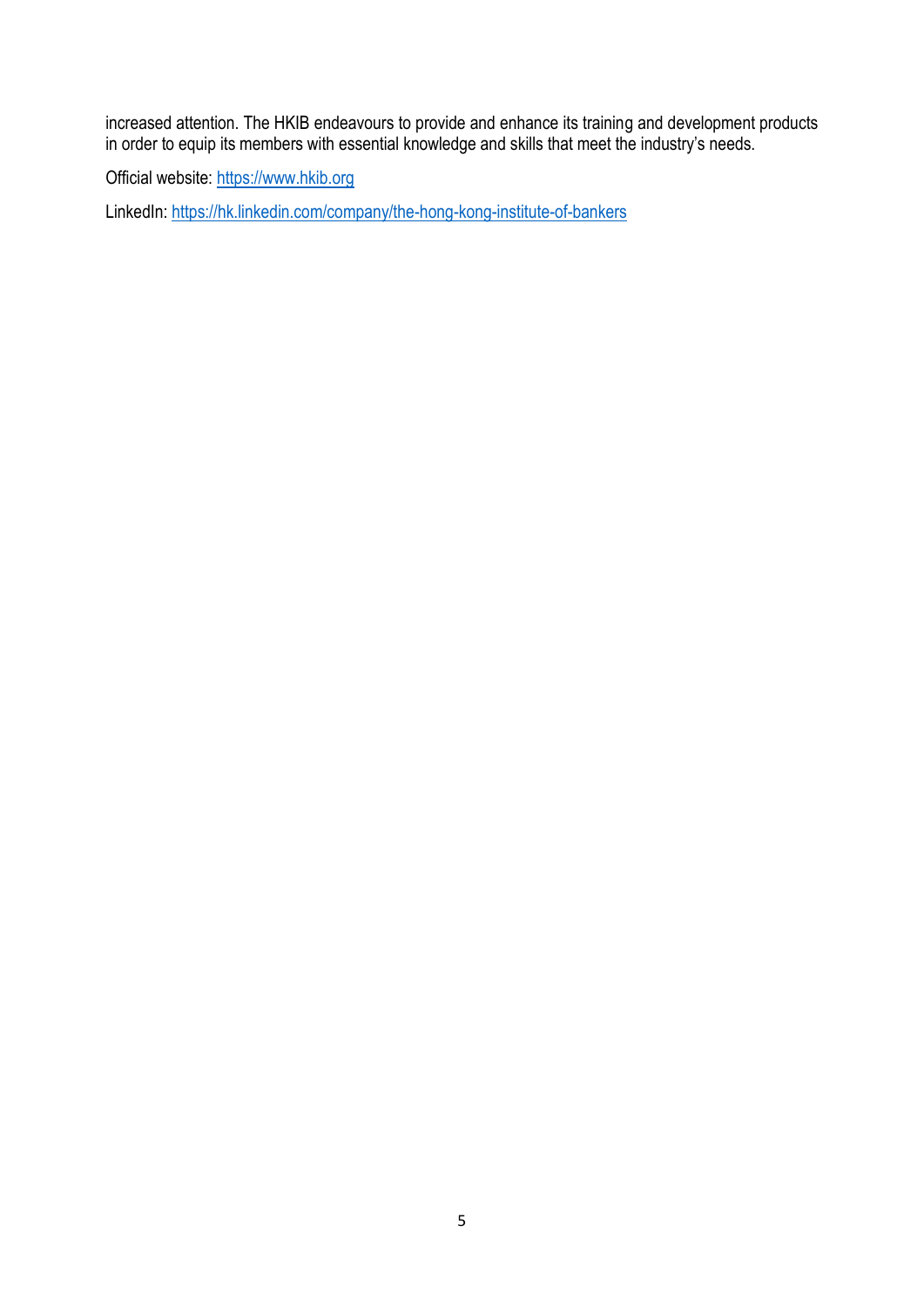increased attention. The HKIB endeavours to provide and enhance its training and development products in order to equip its members with essential knowledge and skills that meet the industry's needs.

Official website: https://www.hkib.org

LinkedIn: https://hk.linkedin.com/company/the-hong-kong-institute-of-bankers